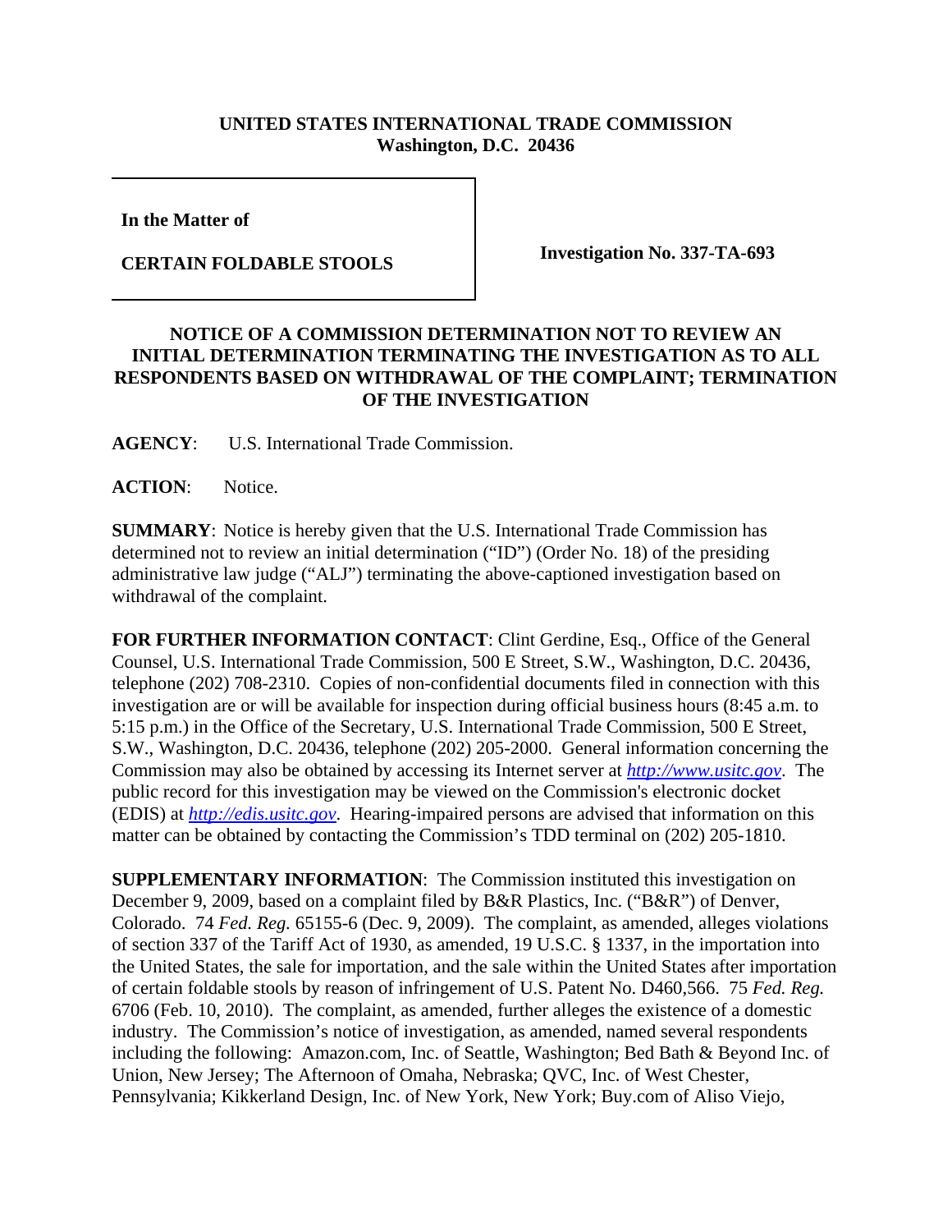**UNITED STATES INTERNATIONAL TRADE COMMISSION**
**Washington, D.C. 20436**

| In the Matter of<br><br>CERTAIN FOLDABLE STOOLS | Investigation No. 337-TA-693 |
|---|---|

**NOTICE OF A COMMISSION DETERMINATION NOT TO REVIEW AN INITIAL DETERMINATION TERMINATING THE INVESTIGATION AS TO ALL RESPONDENTS BASED ON WITHDRAWAL OF THE COMPLAINT; TERMINATION OF THE INVESTIGATION**

**AGENCY**: U.S. International Trade Commission.

**ACTION**: Notice.

**SUMMARY**: Notice is hereby given that the U.S. International Trade Commission has determined not to review an initial determination ("ID") (Order No. 18) of the presiding administrative law judge ("ALJ") terminating the above-captioned investigation based on withdrawal of the complaint.

**FOR FURTHER INFORMATION CONTACT**: Clint Gerdine, Esq., Office of the General Counsel, U.S. International Trade Commission, 500 E Street, S.W., Washington, D.C. 20436, telephone (202) 708-2310. Copies of non-confidential documents filed in connection with this investigation are or will be available for inspection during official business hours (8:45 a.m. to 5:15 p.m.) in the Office of the Secretary, U.S. International Trade Commission, 500 E Street, S.W., Washington, D.C. 20436, telephone (202) 205-2000. General information concerning the Commission may also be obtained by accessing its Internet server at *http://www.usitc.gov*. The public record for this investigation may be viewed on the Commission's electronic docket (EDIS) at *http://edis.usitc.gov*. Hearing-impaired persons are advised that information on this matter can be obtained by contacting the Commission's TDD terminal on (202) 205-1810.

**SUPPLEMENTARY INFORMATION**: The Commission instituted this investigation on December 9, 2009, based on a complaint filed by B&R Plastics, Inc. ("B&R") of Denver, Colorado. 74 *Fed. Reg.* 65155-6 (Dec. 9, 2009). The complaint, as amended, alleges violations of section 337 of the Tariff Act of 1930, as amended, 19 U.S.C. § 1337, in the importation into the United States, the sale for importation, and the sale within the United States after importation of certain foldable stools by reason of infringement of U.S. Patent No. D460,566. 75 *Fed. Reg.* 6706 (Feb. 10, 2010). The complaint, as amended, further alleges the existence of a domestic industry. The Commission's notice of investigation, as amended, named several respondents including the following: Amazon.com, Inc. of Seattle, Washington; Bed Bath & Beyond Inc. of Union, New Jersey; The Afternoon of Omaha, Nebraska; QVC, Inc. of West Chester, Pennsylvania; Kikkerland Design, Inc. of New York, New York; Buy.com of Aliso Viejo,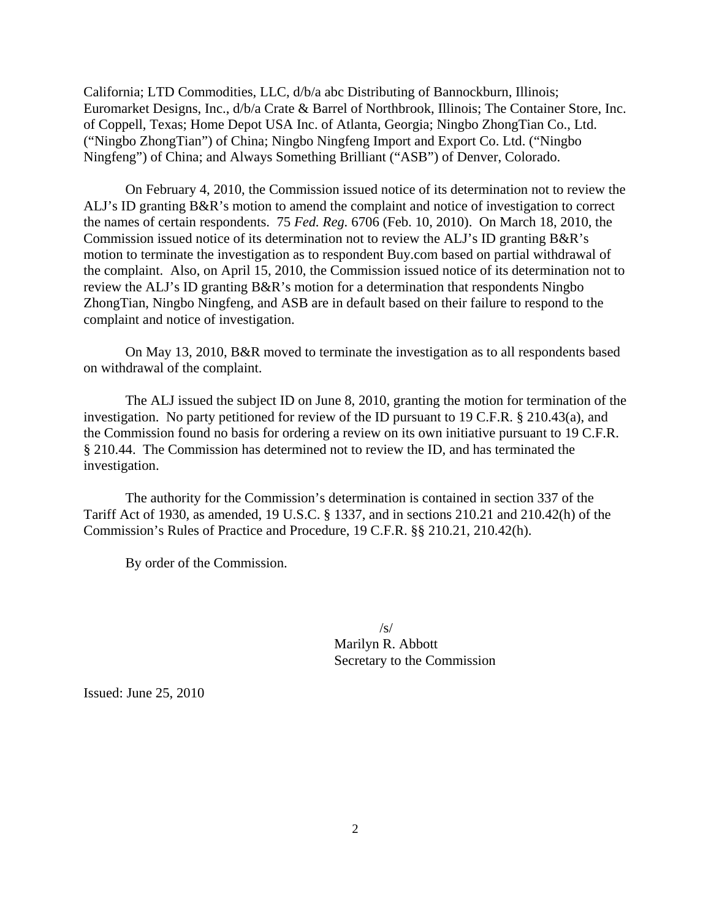California; LTD Commodities, LLC, d/b/a abc Distributing of Bannockburn, Illinois; Euromarket Designs, Inc., d/b/a Crate & Barrel of Northbrook, Illinois; The Container Store, Inc. of Coppell, Texas; Home Depot USA Inc. of Atlanta, Georgia; Ningbo ZhongTian Co., Ltd. ("Ningbo ZhongTian") of China; Ningbo Ningfeng Import and Export Co. Ltd. ("Ningbo Ningfeng") of China; and Always Something Brilliant ("ASB") of Denver, Colorado.

On February 4, 2010, the Commission issued notice of its determination not to review the ALJ's ID granting B&R's motion to amend the complaint and notice of investigation to correct the names of certain respondents. 75 *Fed. Reg.* 6706 (Feb. 10, 2010). On March 18, 2010, the Commission issued notice of its determination not to review the ALJ's ID granting B&R's motion to terminate the investigation as to respondent Buy.com based on partial withdrawal of the complaint. Also, on April 15, 2010, the Commission issued notice of its determination not to review the ALJ's ID granting B&R's motion for a determination that respondents Ningbo ZhongTian, Ningbo Ningfeng, and ASB are in default based on their failure to respond to the complaint and notice of investigation.

On May 13, 2010, B&R moved to terminate the investigation as to all respondents based on withdrawal of the complaint.

The ALJ issued the subject ID on June 8, 2010, granting the motion for termination of the investigation. No party petitioned for review of the ID pursuant to 19 C.F.R. § 210.43(a), and the Commission found no basis for ordering a review on its own initiative pursuant to 19 C.F.R. § 210.44. The Commission has determined not to review the ID, and has terminated the investigation.

The authority for the Commission's determination is contained in section 337 of the Tariff Act of 1930, as amended, 19 U.S.C. § 1337, and in sections 210.21 and 210.42(h) of the Commission's Rules of Practice and Procedure, 19 C.F.R. §§ 210.21, 210.42(h).

By order of the Commission.

/s/
Marilyn R. Abbott
Secretary to the Commission

Issued: June 25, 2010